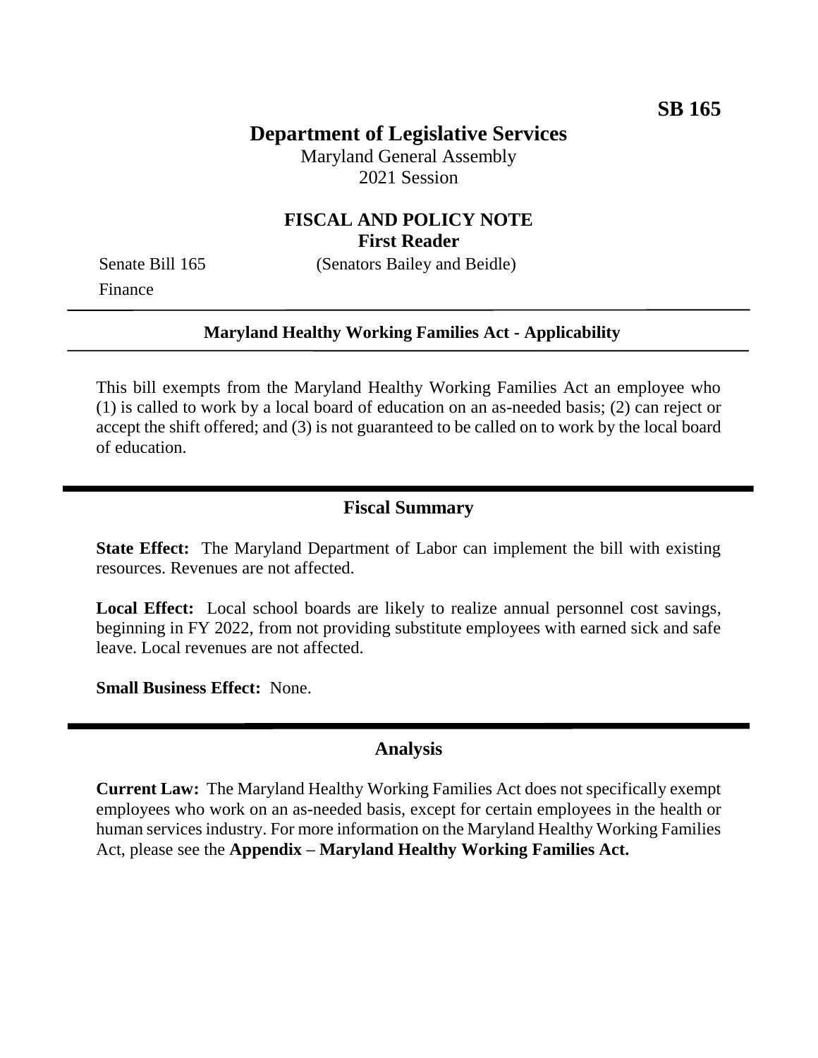SB 165

# Department of Legislative Services

Maryland General Assembly
2021 Session

## FISCAL AND POLICY NOTE
**First Reader**

Senate Bill 165 (Senators Bailey and Beidle)
Finance

---

**Maryland Healthy Working Families Act - Applicability**

---

This bill exempts from the Maryland Healthy Working Families Act an employee who (1) is called to work by a local board of education on an as-needed basis; (2) can reject or accept the shift offered; and (3) is not guaranteed to be called on to work by the local board of education.

## Fiscal Summary

**State Effect:** The Maryland Department of Labor can implement the bill with existing resources. Revenues are not affected.

**Local Effect:** Local school boards are likely to realize annual personnel cost savings, beginning in FY 2022, from not providing substitute employees with earned sick and safe leave. Local revenues are not affected.

**Small Business Effect:** None.

## Analysis

**Current Law:** The Maryland Healthy Working Families Act does not specifically exempt employees who work on an as-needed basis, except for certain employees in the health or human services industry. For more information on the Maryland Healthy Working Families Act, please see the **Appendix – Maryland Healthy Working Families Act.**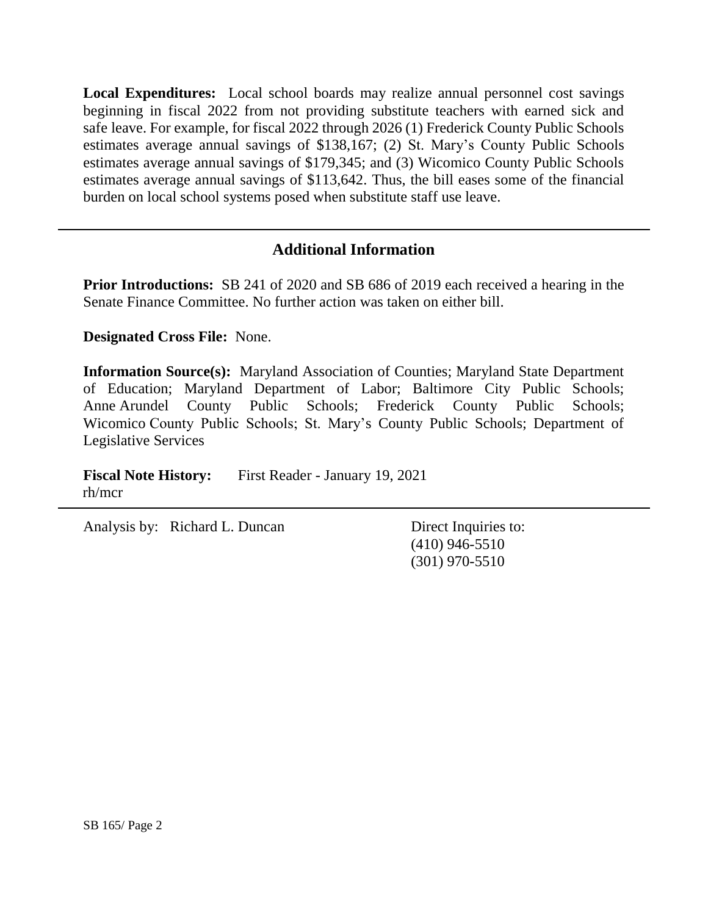**Local Expenditures:** Local school boards may realize annual personnel cost savings beginning in fiscal 2022 from not providing substitute teachers with earned sick and safe leave. For example, for fiscal 2022 through 2026 (1) Frederick County Public Schools estimates average annual savings of $138,167; (2) St. Mary's County Public Schools estimates average annual savings of $179,345; and (3) Wicomico County Public Schools estimates average annual savings of $113,642. Thus, the bill eases some of the financial burden on local school systems posed when substitute staff use leave.

## Additional Information

**Prior Introductions:** SB 241 of 2020 and SB 686 of 2019 each received a hearing in the Senate Finance Committee. No further action was taken on either bill.

**Designated Cross File:** None.

**Information Source(s):** Maryland Association of Counties; Maryland State Department of Education; Maryland Department of Labor; Baltimore City Public Schools; Anne Arundel County Public Schools; Frederick County Public Schools; Wicomico County Public Schools; St. Mary's County Public Schools; Department of Legislative Services

**Fiscal Note History:** First Reader - January 19, 2021
rh/mcr

Analysis by: Richard L. Duncan

Direct Inquiries to:
(410) 946-5510
(301) 970-5510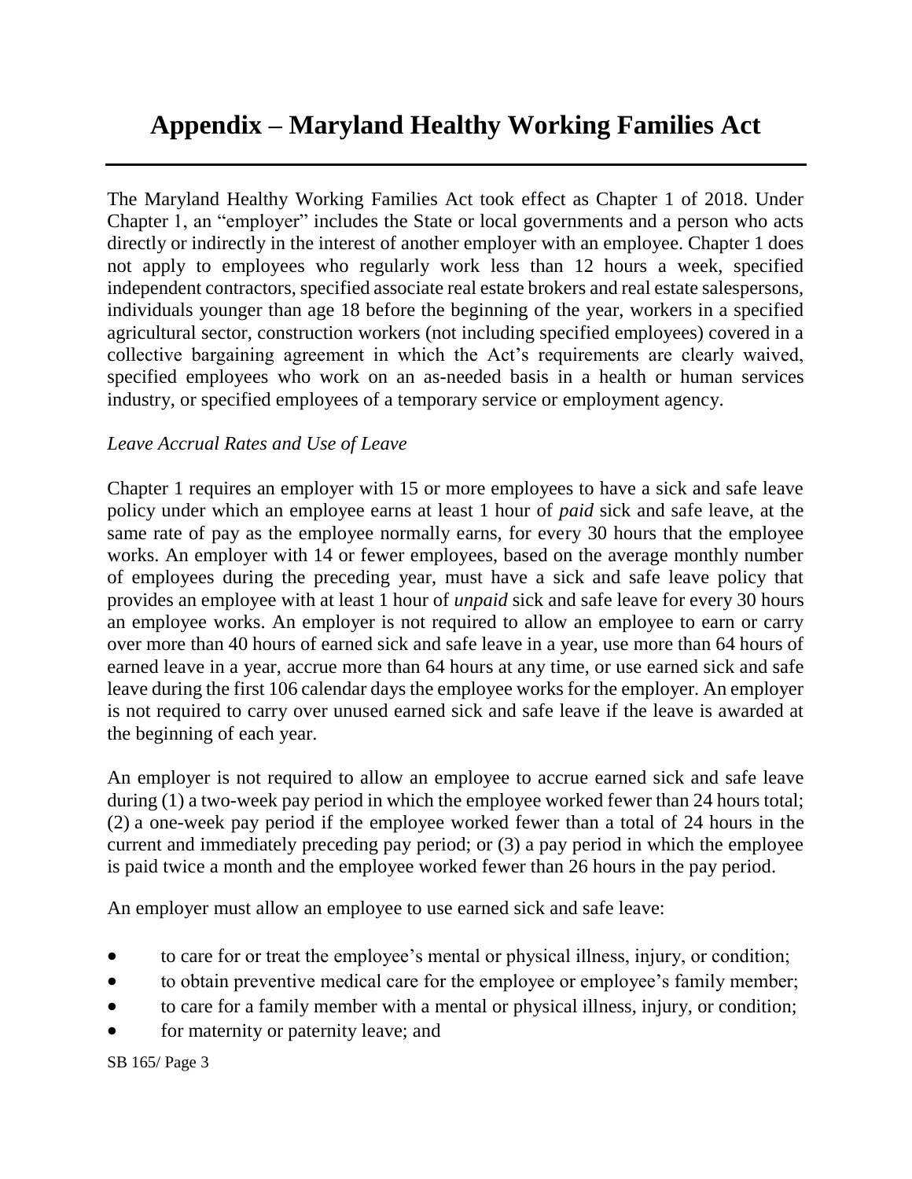# Appendix – Maryland Healthy Working Families Act

The Maryland Healthy Working Families Act took effect as Chapter 1 of 2018. Under Chapter 1, an "employer" includes the State or local governments and a person who acts directly or indirectly in the interest of another employer with an employee. Chapter 1 does not apply to employees who regularly work less than 12 hours a week, specified independent contractors, specified associate real estate brokers and real estate salespersons, individuals younger than age 18 before the beginning of the year, workers in a specified agricultural sector, construction workers (not including specified employees) covered in a collective bargaining agreement in which the Act's requirements are clearly waived, specified employees who work on an as-needed basis in a health or human services industry, or specified employees of a temporary service or employment agency.

*Leave Accrual Rates and Use of Leave*

Chapter 1 requires an employer with 15 or more employees to have a sick and safe leave policy under which an employee earns at least 1 hour of *paid* sick and safe leave, at the same rate of pay as the employee normally earns, for every 30 hours that the employee works. An employer with 14 or fewer employees, based on the average monthly number of employees during the preceding year, must have a sick and safe leave policy that provides an employee with at least 1 hour of *unpaid* sick and safe leave for every 30 hours an employee works. An employer is not required to allow an employee to earn or carry over more than 40 hours of earned sick and safe leave in a year, use more than 64 hours of earned leave in a year, accrue more than 64 hours at any time, or use earned sick and safe leave during the first 106 calendar days the employee works for the employer. An employer is not required to carry over unused earned sick and safe leave if the leave is awarded at the beginning of each year.

An employer is not required to allow an employee to accrue earned sick and safe leave during (1) a two-week pay period in which the employee worked fewer than 24 hours total; (2) a one-week pay period if the employee worked fewer than a total of 24 hours in the current and immediately preceding pay period; or (3) a pay period in which the employee is paid twice a month and the employee worked fewer than 26 hours in the pay period.

An employer must allow an employee to use earned sick and safe leave:

- to care for or treat the employee's mental or physical illness, injury, or condition;
- to obtain preventive medical care for the employee or employee's family member;
- to care for a family member with a mental or physical illness, injury, or condition;
- for maternity or paternity leave; and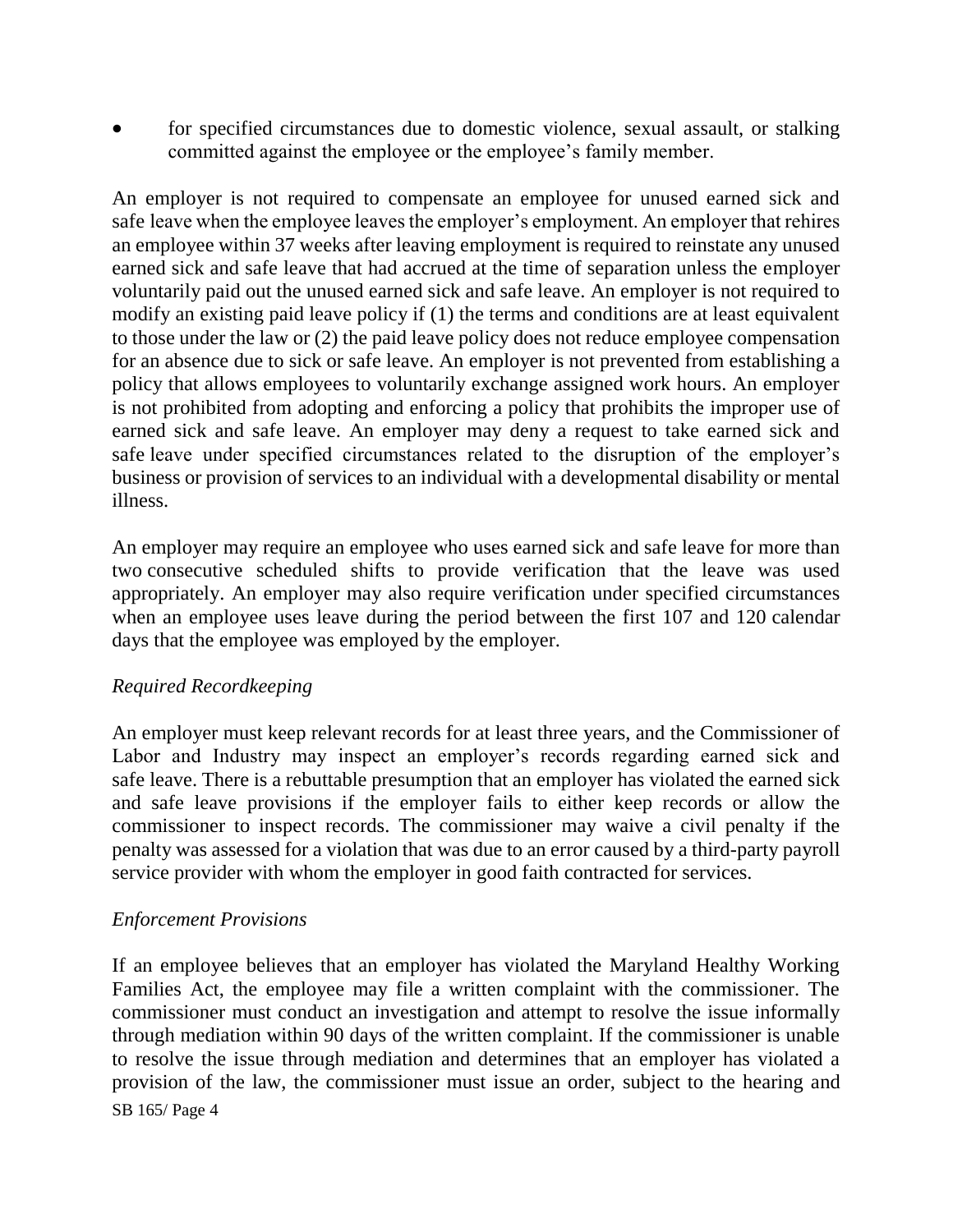- for specified circumstances due to domestic violence, sexual assault, or stalking committed against the employee or the employee's family member.

An employer is not required to compensate an employee for unused earned sick and safe leave when the employee leaves the employer's employment. An employer that rehires an employee within 37 weeks after leaving employment is required to reinstate any unused earned sick and safe leave that had accrued at the time of separation unless the employer voluntarily paid out the unused earned sick and safe leave. An employer is not required to modify an existing paid leave policy if (1) the terms and conditions are at least equivalent to those under the law or (2) the paid leave policy does not reduce employee compensation for an absence due to sick or safe leave. An employer is not prevented from establishing a policy that allows employees to voluntarily exchange assigned work hours. An employer is not prohibited from adopting and enforcing a policy that prohibits the improper use of earned sick and safe leave. An employer may deny a request to take earned sick and safe leave under specified circumstances related to the disruption of the employer's business or provision of services to an individual with a developmental disability or mental illness.

An employer may require an employee who uses earned sick and safe leave for more than two consecutive scheduled shifts to provide verification that the leave was used appropriately. An employer may also require verification under specified circumstances when an employee uses leave during the period between the first 107 and 120 calendar days that the employee was employed by the employer.

*Required Recordkeeping*

An employer must keep relevant records for at least three years, and the Commissioner of Labor and Industry may inspect an employer's records regarding earned sick and safe leave. There is a rebuttable presumption that an employer has violated the earned sick and safe leave provisions if the employer fails to either keep records or allow the commissioner to inspect records. The commissioner may waive a civil penalty if the penalty was assessed for a violation that was due to an error caused by a third-party payroll service provider with whom the employer in good faith contracted for services.

*Enforcement Provisions*

If an employee believes that an employer has violated the Maryland Healthy Working Families Act, the employee may file a written complaint with the commissioner. The commissioner must conduct an investigation and attempt to resolve the issue informally through mediation within 90 days of the written complaint. If the commissioner is unable to resolve the issue through mediation and determines that an employer has violated a provision of the law, the commissioner must issue an order, subject to the hearing and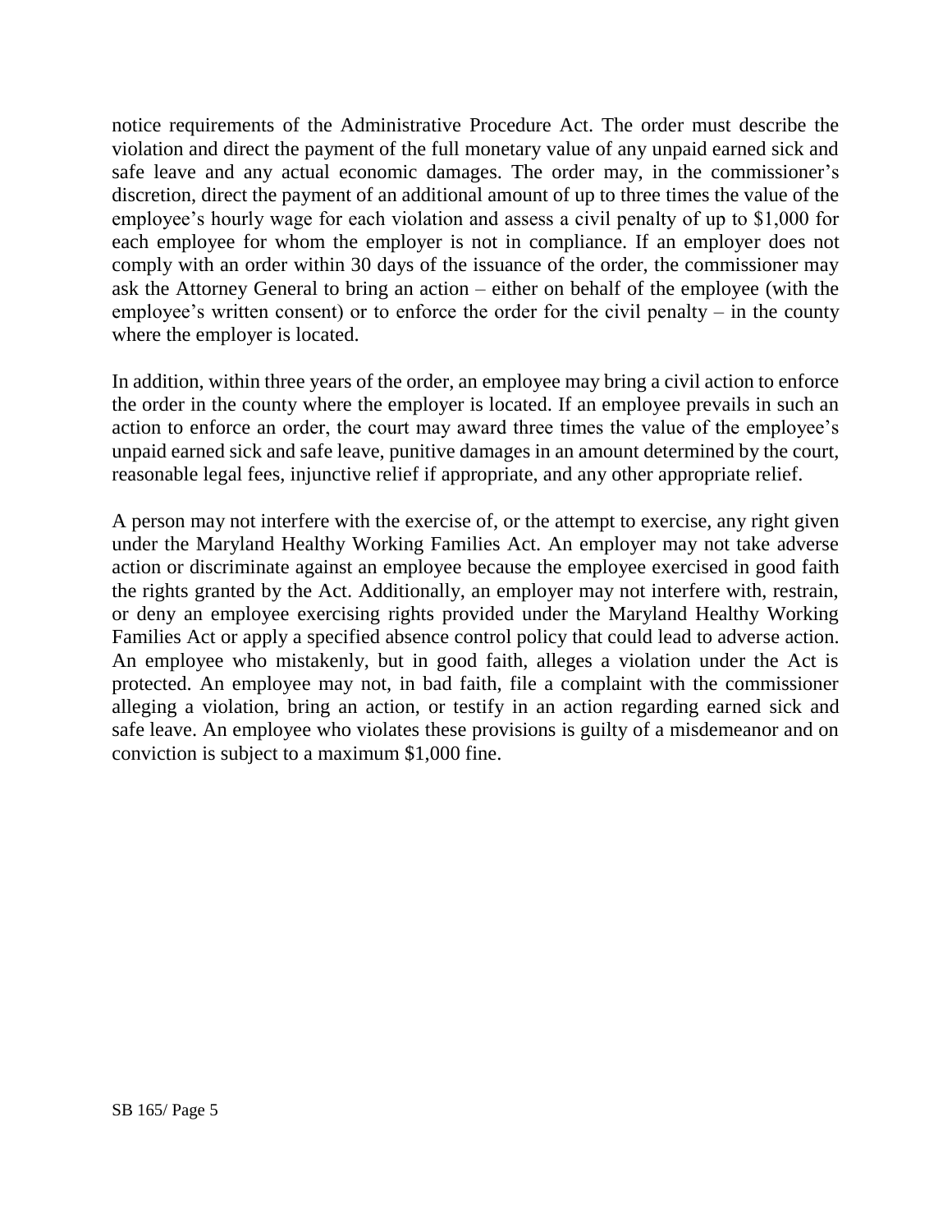notice requirements of the Administrative Procedure Act. The order must describe the violation and direct the payment of the full monetary value of any unpaid earned sick and safe leave and any actual economic damages. The order may, in the commissioner's discretion, direct the payment of an additional amount of up to three times the value of the employee's hourly wage for each violation and assess a civil penalty of up to $1,000 for each employee for whom the employer is not in compliance. If an employer does not comply with an order within 30 days of the issuance of the order, the commissioner may ask the Attorney General to bring an action – either on behalf of the employee (with the employee's written consent) or to enforce the order for the civil penalty – in the county where the employer is located.

In addition, within three years of the order, an employee may bring a civil action to enforce the order in the county where the employer is located. If an employee prevails in such an action to enforce an order, the court may award three times the value of the employee's unpaid earned sick and safe leave, punitive damages in an amount determined by the court, reasonable legal fees, injunctive relief if appropriate, and any other appropriate relief.

A person may not interfere with the exercise of, or the attempt to exercise, any right given under the Maryland Healthy Working Families Act. An employer may not take adverse action or discriminate against an employee because the employee exercised in good faith the rights granted by the Act. Additionally, an employer may not interfere with, restrain, or deny an employee exercising rights provided under the Maryland Healthy Working Families Act or apply a specified absence control policy that could lead to adverse action. An employee who mistakenly, but in good faith, alleges a violation under the Act is protected. An employee may not, in bad faith, file a complaint with the commissioner alleging a violation, bring an action, or testify in an action regarding earned sick and safe leave. An employee who violates these provisions is guilty of a misdemeanor and on conviction is subject to a maximum $1,000 fine.